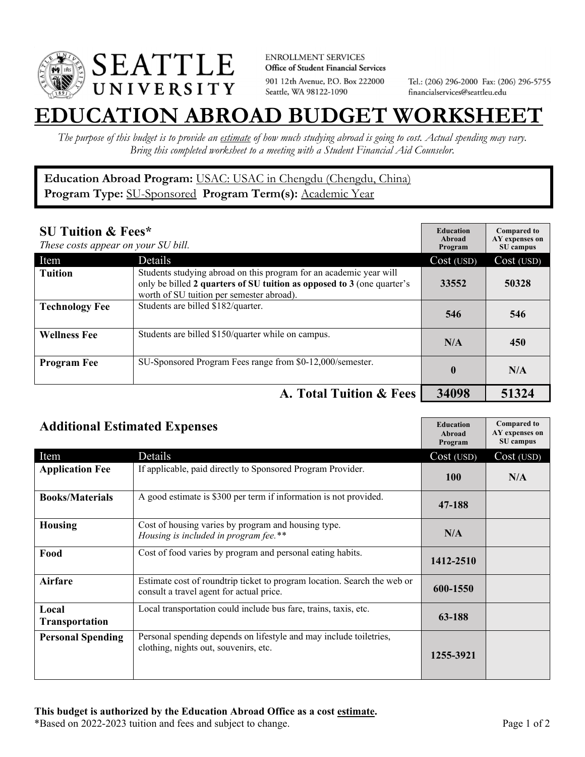SEATTLE UNIVERSITY

ENROLLMENT SERVICES
**Office of Student Financial Services**
901 12th Avenue, P.O. Box 222000
Seattle, WA 98122-1090

Tel.: (206) 296-2000 Fax: (206) 296-5755
financialservices@seattleu.edu

# EDUCATION ABROAD BUDGET WORKSHEET

*The purpose of this budget is to provide an estimate of how much studying abroad is going to cost. Actual spending may vary. Bring this completed worksheet to a meeting with a Student Financial Aid Counselor.*

**Education Abroad Program:** USAC: USAC in Chengdu (Chengdu, China)
**Program Type:** SU-Sponsored **Program Term(s):** Academic Year

## SU Tuition & Fees*

*These costs appear on your SU bill.*

| Item | Details | Education Abroad Program Cost (USD) | Compared to AY expenses on SU campus Cost (USD) |
|---|---|---|---|
| **Tuition** | Students studying abroad on this program for an academic year will only be billed **2 quarters of SU tuition as opposed to 3** (one quarter's worth of SU tuition per semester abroad). | 33552 | 50328 |
| **Technology Fee** | Students are billed $182/quarter. | 546 | 546 |
| **Wellness Fee** | Students are billed $150/quarter while on campus. | N/A | 450 |
| **Program Fee** | SU-Sponsored Program Fees range from $0-12,000/semester. | 0 | N/A |
| | **A. Total Tuition & Fees** | **34098** | **51324** |

## Additional Estimated Expenses

| Item | Details | Education Abroad Program Cost (USD) | Compared to AY expenses on SU campus Cost (USD) |
|---|---|---|---|
| **Application Fee** | If applicable, paid directly to Sponsored Program Provider. | 100 | N/A |
| **Books/Materials** | A good estimate is $300 per term if information is not provided. | 47-188 | |
| **Housing** | Cost of housing varies by program and housing type. *Housing is included in program fee.*** | N/A | |
| **Food** | Cost of food varies by program and personal eating habits. | 1412-2510 | |
| **Airfare** | Estimate cost of roundtrip ticket to program location. Search the web or consult a travel agent for actual price. | 600-1550 | |
| **Local Transportation** | Local transportation could include bus fare, trains, taxis, etc. | 63-188 | |
| **Personal Spending** | Personal spending depends on lifestyle and may include toiletries, clothing, nights out, souvenirs, etc. | 1255-3921 | |

**This budget is authorized by the Education Abroad Office as a cost estimate.**
*Based on 2022-2023 tuition and fees and subject to change.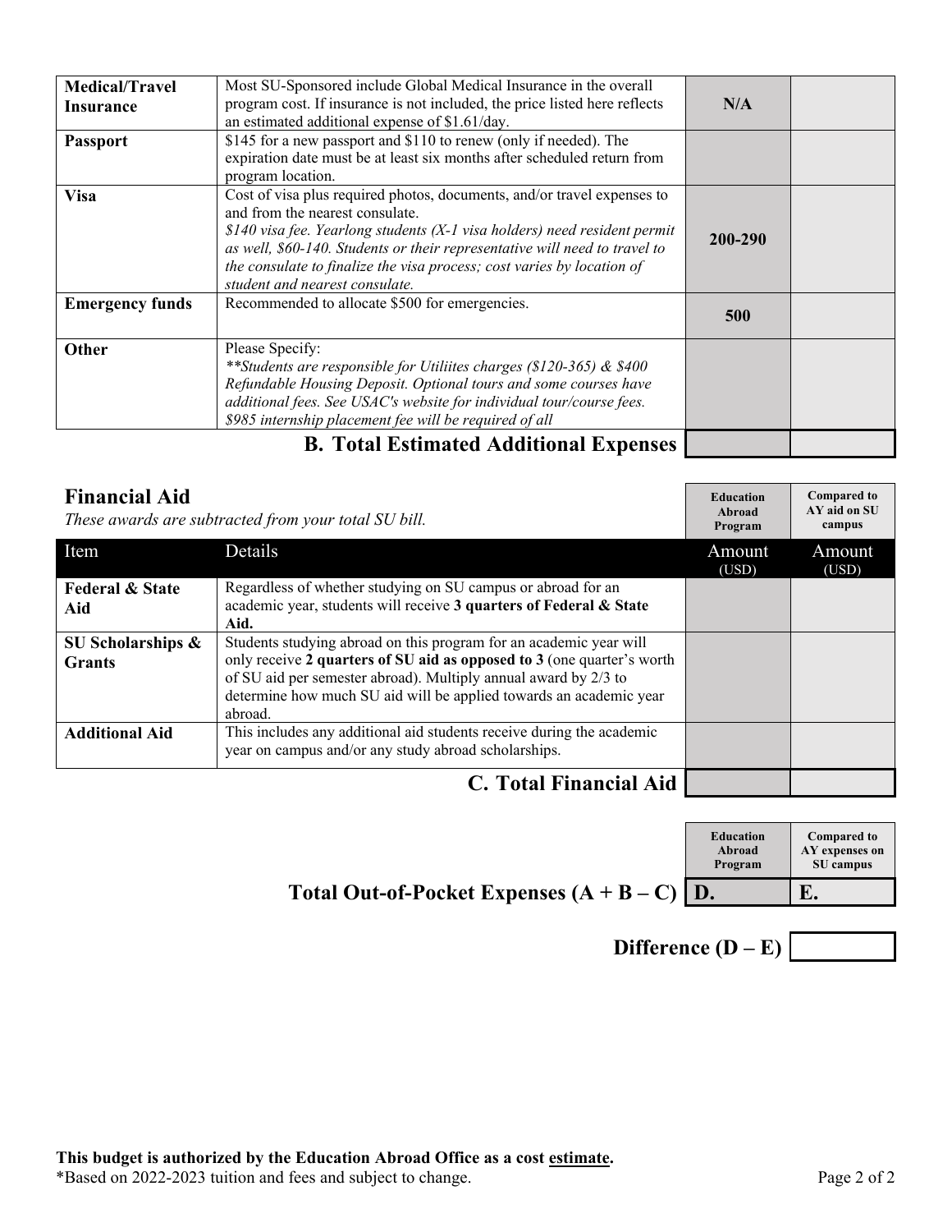| | | | |
|---|---|---|---|
| **Medical/Travel Insurance** | Most SU-Sponsored include Global Medical Insurance in the overall program cost. If insurance is not included, the price listed here reflects an estimated additional expense of $1.61/day. | **N/A** | |
| **Passport** | $145 for a new passport and $110 to renew (only if needed). The expiration date must be at least six months after scheduled return from program location. | | |
| **Visa** | Cost of visa plus required photos, documents, and/or travel expenses to and from the nearest consulate. *$140 visa fee. Yearlong students (X-1 visa holders) need resident permit as well, $60-140. Students or their representative will need to travel to the consulate to finalize the visa process; cost varies by location of student and nearest consulate.* | **200-290** | |
| **Emergency funds** | Recommended to allocate $500 for emergencies. | **500** | |
| **Other** | Please Specify: *\*\*Students are responsible for Utiliites charges ($120-365) & $400 Refundable Housing Deposit. Optional tours and some courses have additional fees. See USAC's website for individual tour/course fees. $985 internship placement fee will be required of all* | | |
| | **B. Total Estimated Additional Expenses** | | |

## Financial Aid

*These awards are subtracted from your total SU bill.*

| Item | Details | Education Abroad Program Amount (USD) | Compared to AY aid on SU campus Amount (USD) |
|---|---|---|---|
| **Federal & State Aid** | Regardless of whether studying on SU campus or abroad for an academic year, students will receive **3 quarters of Federal & State Aid.** | | |
| **SU Scholarships & Grants** | Students studying abroad on this program for an academic year will only receive **2 quarters of SU aid as opposed to 3** (one quarter's worth of SU aid per semester abroad). Multiply annual award by 2/3 to determine how much SU aid will be applied towards an academic year abroad. | | |
| **Additional Aid** | This includes any additional aid students receive during the academic year on campus and/or any study abroad scholarships. | | |
| | **C. Total Financial Aid** | | |

| | Education Abroad Program | Compared to AY expenses on SU campus |
|---|---|---|
| **Total Out-of-Pocket Expenses (A + B – C)** | **D.** | **E.** |

**Difference (D – E)**

**This budget is authorized by the Education Abroad Office as a cost estimate.**

\*Based on 2022-2023 tuition and fees and subject to change.